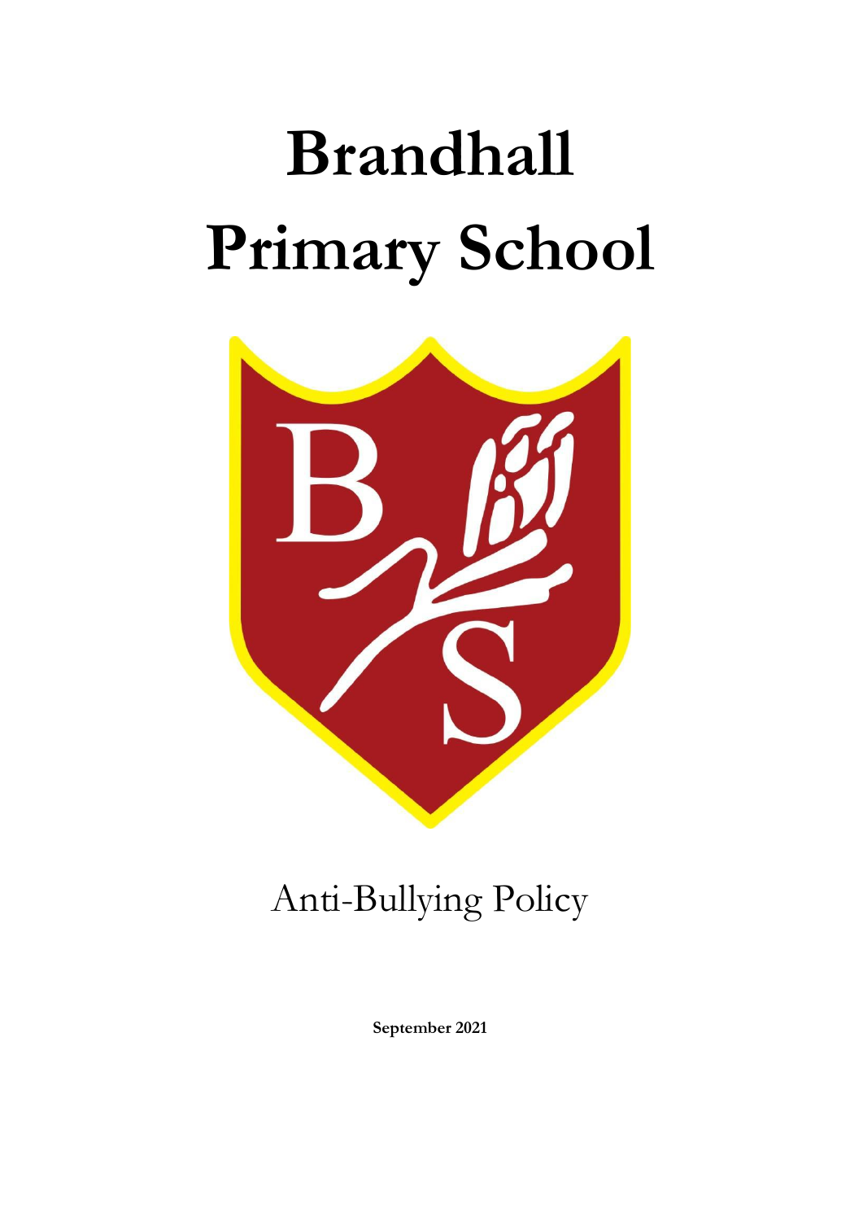# Brandhall Primary School

Anti-Bullying Policy

**September 2021**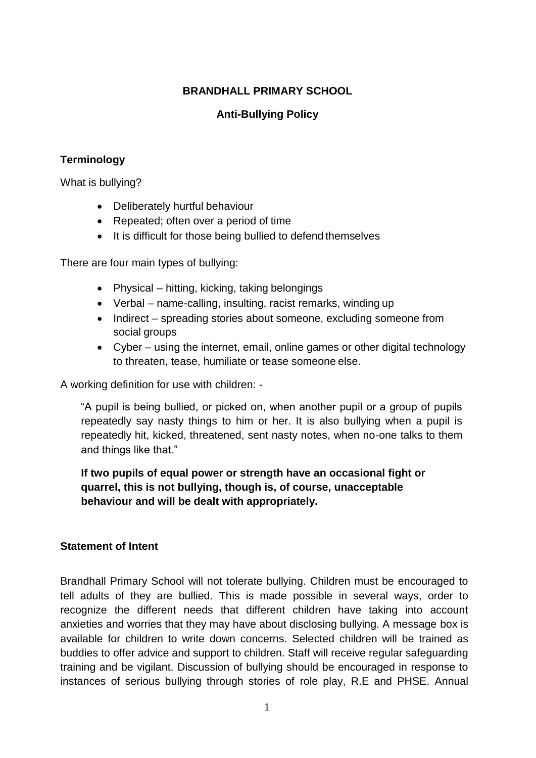**BRANDHALL PRIMARY SCHOOL**

**Anti-Bullying Policy**

## Terminology

What is bullying?

- Deliberately hurtful behaviour
- Repeated; often over a period of time
- It is difficult for those being bullied to defend themselves

There are four main types of bullying:

- Physical – hitting, kicking, taking belongings
- Verbal – name-calling, insulting, racist remarks, winding up
- Indirect – spreading stories about someone, excluding someone from social groups
- Cyber – using the internet, email, online games or other digital technology to threaten, tease, humiliate or tease someone else.

A working definition for use with children: -

> "A pupil is being bullied, or picked on, when another pupil or a group of pupils repeatedly say nasty things to him or her. It is also bullying when a pupil is repeatedly hit, kicked, threatened, sent nasty notes, when no-one talks to them and things like that."
>
> **If two pupils of equal power or strength have an occasional fight or quarrel, this is not bullying, though is, of course, unacceptable behaviour and will be dealt with appropriately.**

## Statement of Intent

Brandhall Primary School will not tolerate bullying. Children must be encouraged to tell adults of they are bullied. This is made possible in several ways, order to recognize the different needs that different children have taking into account anxieties and worries that they may have about disclosing bullying. A message box is available for children to write down concerns. Selected children will be trained as buddies to offer advice and support to children. Staff will receive regular safeguarding training and be vigilant. Discussion of bullying should be encouraged in response to instances of serious bullying through stories of role play, R.E and PHSE. Annual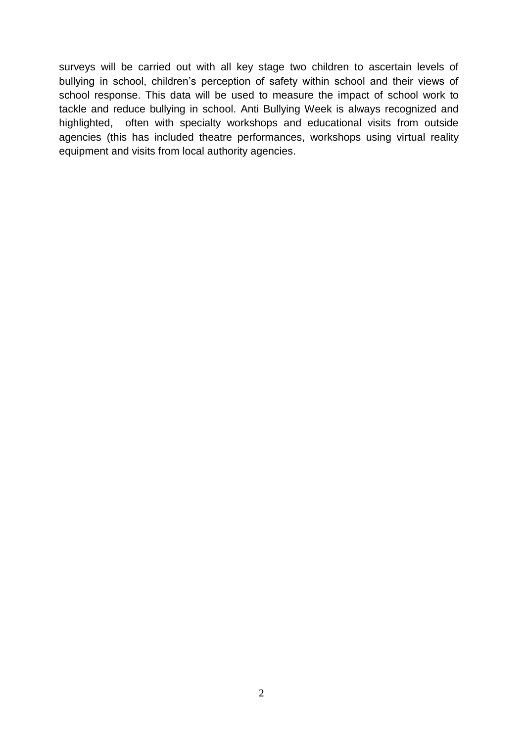surveys will be carried out with all key stage two children to ascertain levels of bullying in school, children's perception of safety within school and their views of school response. This data will be used to measure the impact of school work to tackle and reduce bullying in school. Anti Bullying Week is always recognized and highlighted, often with specialty workshops and educational visits from outside agencies (this has included theatre performances, workshops using virtual reality equipment and visits from local authority agencies.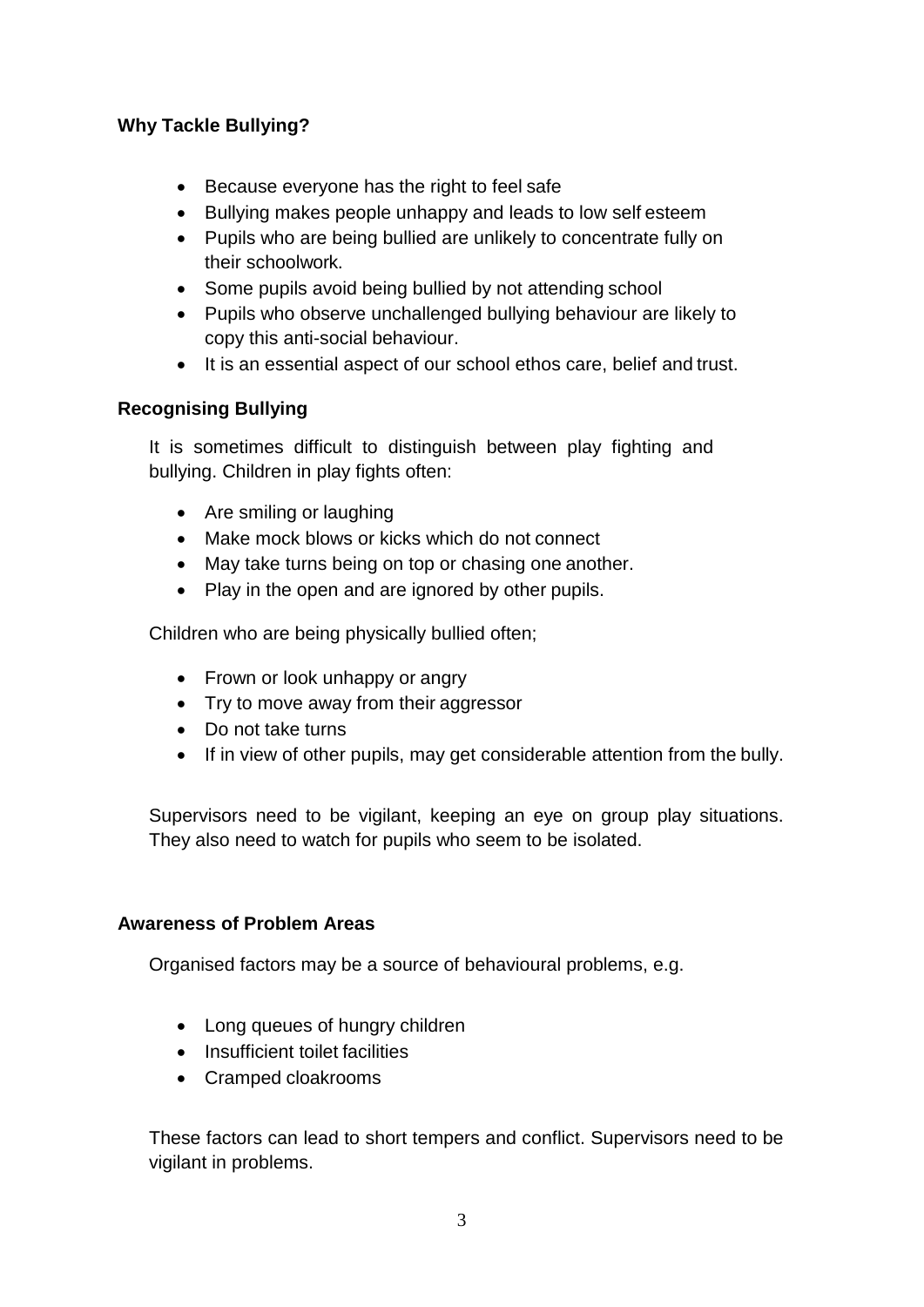### Why Tackle Bullying?

- Because everyone has the right to feel safe
- Bullying makes people unhappy and leads to low self esteem
- Pupils who are being bullied are unlikely to concentrate fully on their schoolwork.
- Some pupils avoid being bullied by not attending school
- Pupils who observe unchallenged bullying behaviour are likely to copy this anti-social behaviour.
- It is an essential aspect of our school ethos care, belief and trust.

### Recognising Bullying

It is sometimes difficult to distinguish between play fighting and bullying. Children in play fights often:

- Are smiling or laughing
- Make mock blows or kicks which do not connect
- May take turns being on top or chasing one another.
- Play in the open and are ignored by other pupils.

Children who are being physically bullied often;

- Frown or look unhappy or angry
- Try to move away from their aggressor
- Do not take turns
- If in view of other pupils, may get considerable attention from the bully.

Supervisors need to be vigilant, keeping an eye on group play situations. They also need to watch for pupils who seem to be isolated.

### Awareness of Problem Areas

Organised factors may be a source of behavioural problems, e.g.

- Long queues of hungry children
- Insufficient toilet facilities
- Cramped cloakrooms

These factors can lead to short tempers and conflict. Supervisors need to be vigilant in problems.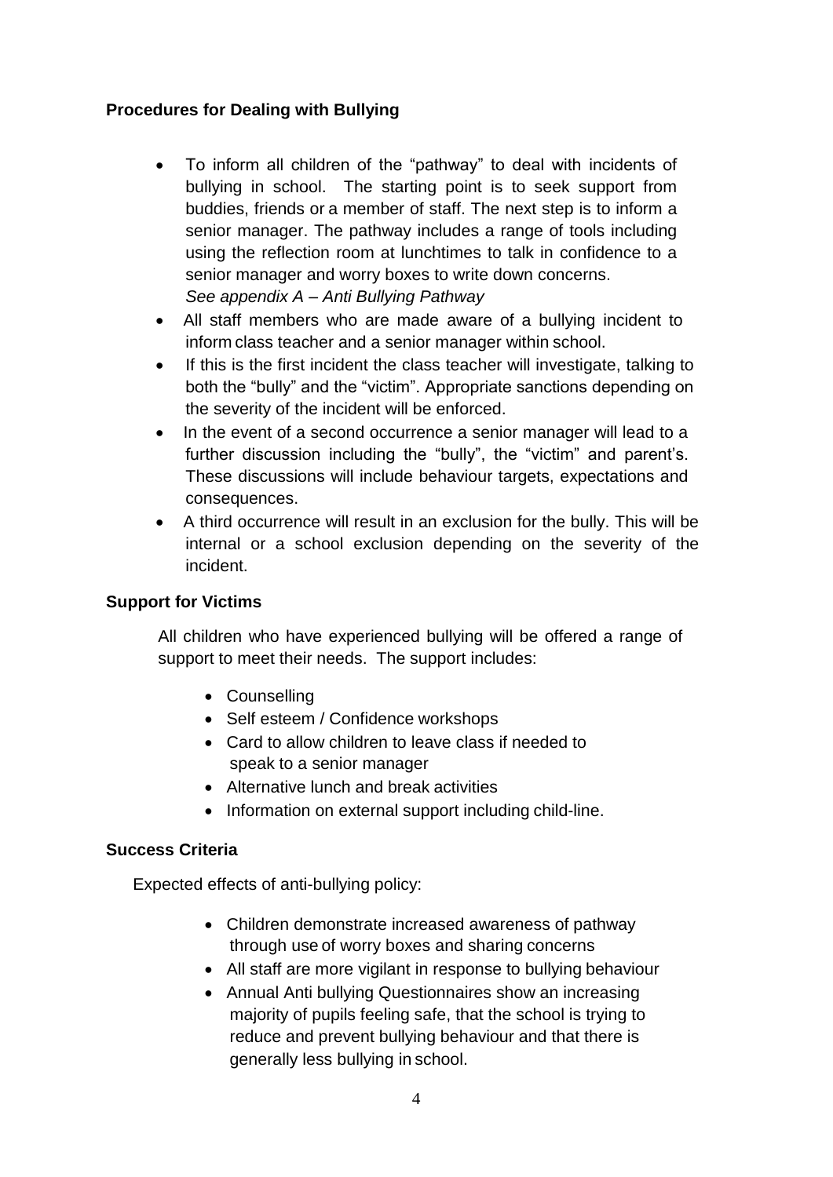**Procedures for Dealing with Bullying**

- To inform all children of the "pathway" to deal with incidents of bullying in school. The starting point is to seek support from buddies, friends or a member of staff. The next step is to inform a senior manager. The pathway includes a range of tools including using the reflection room at lunchtimes to talk in confidence to a senior manager and worry boxes to write down concerns.
  *See appendix A – Anti Bullying Pathway*
- All staff members who are made aware of a bullying incident to inform class teacher and a senior manager within school.
- If this is the first incident the class teacher will investigate, talking to both the "bully" and the "victim". Appropriate sanctions depending on the severity of the incident will be enforced.
- In the event of a second occurrence a senior manager will lead to a further discussion including the "bully", the "victim" and parent's. These discussions will include behaviour targets, expectations and consequences.
- A third occurrence will result in an exclusion for the bully. This will be internal or a school exclusion depending on the severity of the incident.

**Support for Victims**

All children who have experienced bullying will be offered a range of support to meet their needs. The support includes:

- Counselling
- Self esteem / Confidence workshops
- Card to allow children to leave class if needed to speak to a senior manager
- Alternative lunch and break activities
- Information on external support including child-line.

**Success Criteria**

Expected effects of anti-bullying policy:

- Children demonstrate increased awareness of pathway through use of worry boxes and sharing concerns
- All staff are more vigilant in response to bullying behaviour
- Annual Anti bullying Questionnaires show an increasing majority of pupils feeling safe, that the school is trying to reduce and prevent bullying behaviour and that there is generally less bullying in school.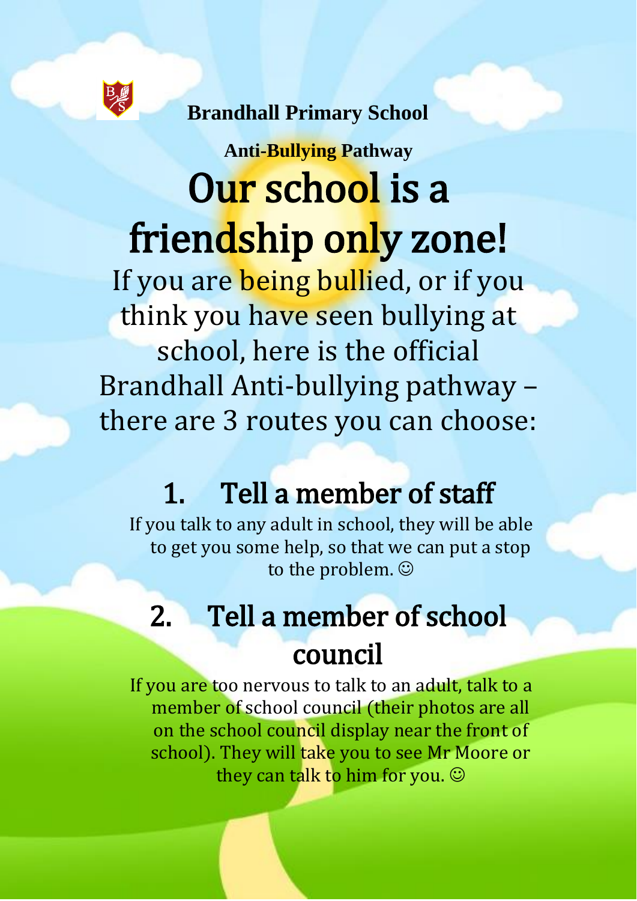**Brandhall Primary School**

**Anti-Bullying Pathway**

# Our school is a friendship only zone!

If you are being bullied, or if you think you have seen bullying at school, here is the official Brandhall Anti-bullying pathway – there are 3 routes you can choose:

## 1. Tell a member of staff

If you talk to any adult in school, they will be able to get you some help, so that we can put a stop to the problem. ☺

## 2. Tell a member of school council

If you are too nervous to talk to an adult, talk to a member of school council (their photos are all on the school council display near the front of school). They will take you to see Mr Moore or they can talk to him for you. ☺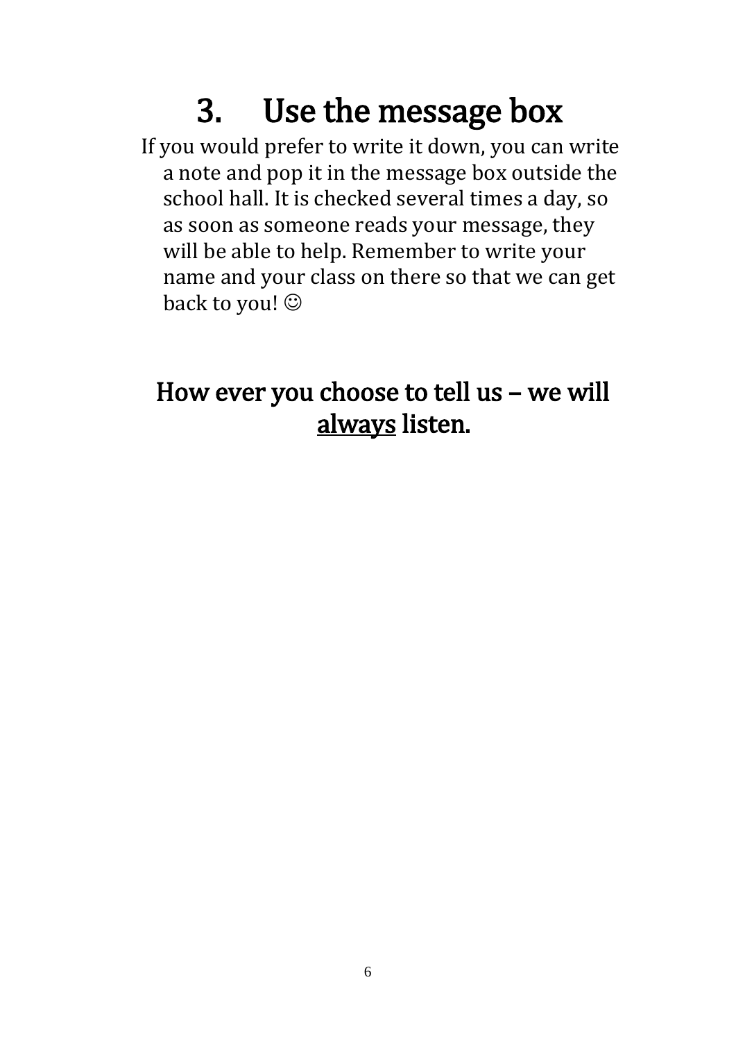# 3. Use the message box

If you would prefer to write it down, you can write a note and pop it in the message box outside the school hall. It is checked several times a day, so as soon as someone reads your message, they will be able to help. Remember to write your name and your class on there so that we can get back to you! ☺

## How ever you choose to tell us – we will <u>always</u> listen.